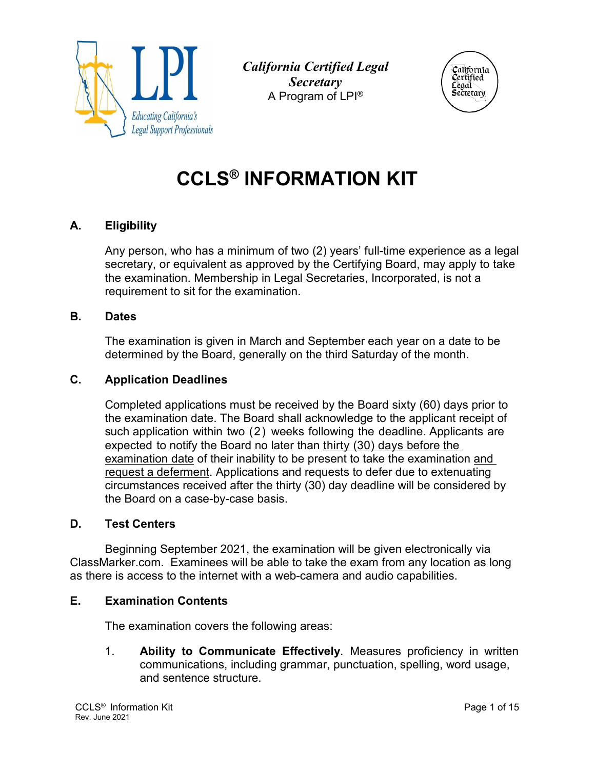*California Certified Legal Secretary*
A Program of LPI®

# CCLS® INFORMATION KIT

## A. Eligibility

Any person, who has a minimum of two (2) years' full-time experience as a legal secretary, or equivalent as approved by the Certifying Board, may apply to take the examination. Membership in Legal Secretaries, Incorporated, is not a requirement to sit for the examination.

## B. Dates

The examination is given in March and September each year on a date to be determined by the Board, generally on the third Saturday of the month.

## C. Application Deadlines

Completed applications must be received by the Board sixty (60) days prior to the examination date. The Board shall acknowledge to the applicant receipt of such application within two (2) weeks following the deadline. Applicants are expected to notify the Board no later than thirty (30) days before the examination date of their inability to be present to take the examination and request a deferment. Applications and requests to defer due to extenuating circumstances received after the thirty (30) day deadline will be considered by the Board on a case-by-case basis.

## D. Test Centers

Beginning September 2021, the examination will be given electronically via ClassMarker.com. Examinees will be able to take the exam from any location as long as there is access to the internet with a web-camera and audio capabilities.

## E. Examination Contents

The examination covers the following areas:

1. **Ability to Communicate Effectively**. Measures proficiency in written communications, including grammar, punctuation, spelling, word usage, and sentence structure.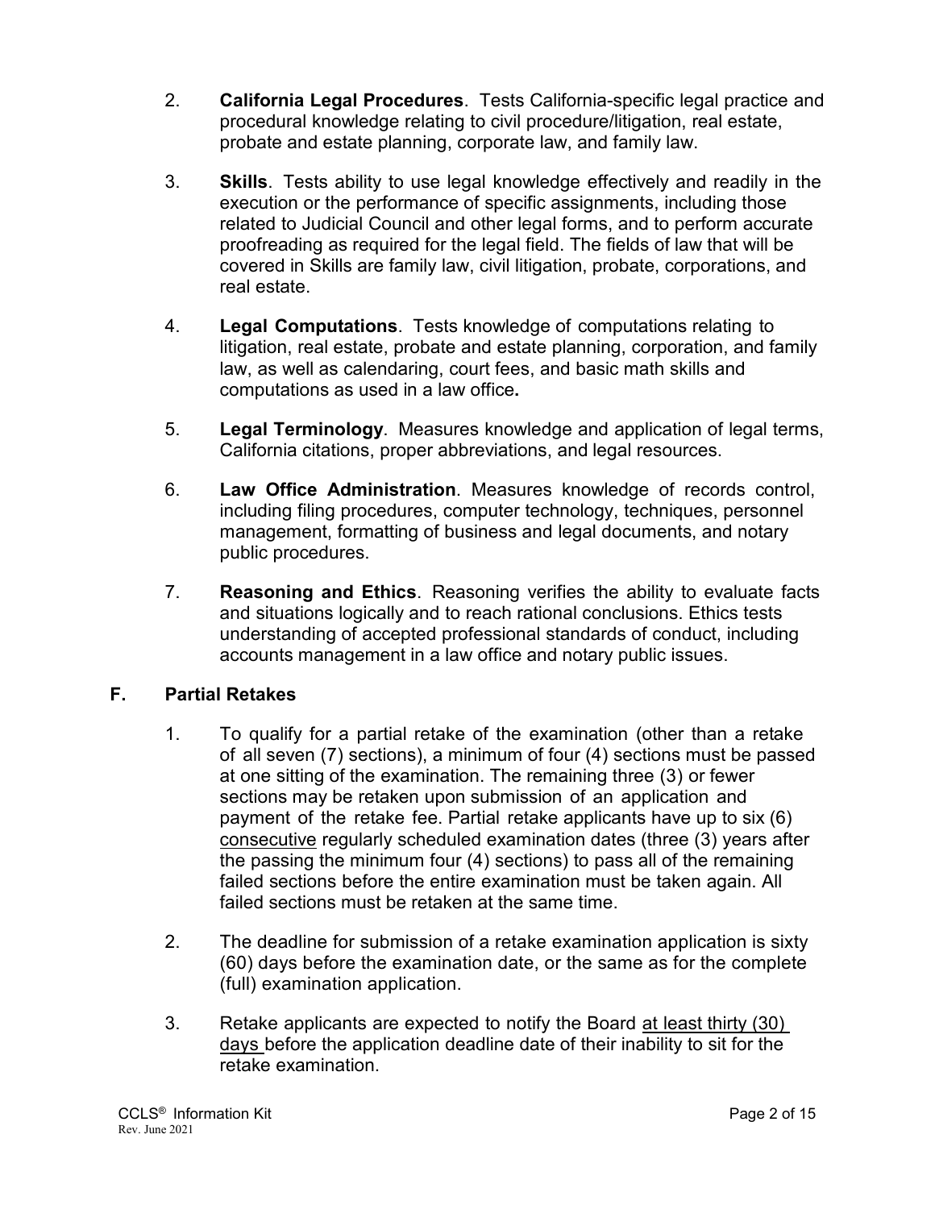2. **California Legal Procedures**. Tests California-specific legal practice and procedural knowledge relating to civil procedure/litigation, real estate, probate and estate planning, corporate law, and family law.

3. **Skills**. Tests ability to use legal knowledge effectively and readily in the execution or the performance of specific assignments, including those related to Judicial Council and other legal forms, and to perform accurate proofreading as required for the legal field. The fields of law that will be covered in Skills are family law, civil litigation, probate, corporations, and real estate.

4. **Legal Computations**. Tests knowledge of computations relating to litigation, real estate, probate and estate planning, corporation, and family law, as well as calendaring, court fees, and basic math skills and computations as used in a law office**.**

5. **Legal Terminology**. Measures knowledge and application of legal terms, California citations, proper abbreviations, and legal resources.

6. **Law Office Administration**. Measures knowledge of records control, including filing procedures, computer technology, techniques, personnel management, formatting of business and legal documents, and notary public procedures.

7. **Reasoning and Ethics**. Reasoning verifies the ability to evaluate facts and situations logically and to reach rational conclusions. Ethics tests understanding of accepted professional standards of conduct, including accounts management in a law office and notary public issues.

## F. Partial Retakes

1. To qualify for a partial retake of the examination (other than a retake of all seven (7) sections), a minimum of four (4) sections must be passed at one sitting of the examination. The remaining three (3) or fewer sections may be retaken upon submission of an application and payment of the retake fee. Partial retake applicants have up to six (6) <u>consecutive</u> regularly scheduled examination dates (three (3) years after the passing the minimum four (4) sections) to pass all of the remaining failed sections before the entire examination must be taken again. All failed sections must be retaken at the same time.

2. The deadline for submission of a retake examination application is sixty (60) days before the examination date, or the same as for the complete (full) examination application.

3. Retake applicants are expected to notify the Board <u>at least thirty (30) days</u> before the application deadline date of their inability to sit for the retake examination.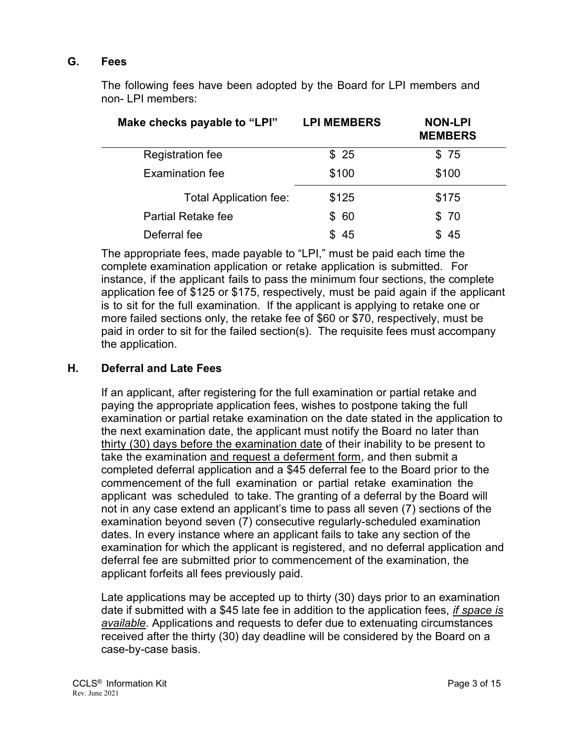## G. Fees

The following fees have been adopted by the Board for LPI members and non- LPI members:

| Make checks payable to "LPI" | LPI MEMBERS | NON-LPI MEMBERS |
|---|---|---|
| Registration fee | $ 25 | $ 75 |
| Examination fee | $100 | $100 |
| Total Application fee: | $125 | $175 |
| Partial Retake fee | $ 60 | $ 70 |
| Deferral fee | $ 45 | $ 45 |

The appropriate fees, made payable to "LPI," must be paid each time the complete examination application or retake application is submitted. For instance, if the applicant fails to pass the minimum four sections, the complete application fee of $125 or $175, respectively, must be paid again if the applicant is to sit for the full examination. If the applicant is applying to retake one or more failed sections only, the retake fee of $60 or $70, respectively, must be paid in order to sit for the failed section(s). The requisite fees must accompany the application.

## H. Deferral and Late Fees

If an applicant, after registering for the full examination or partial retake and paying the appropriate application fees, wishes to postpone taking the full examination or partial retake examination on the date stated in the application to the next examination date, the applicant must notify the Board no later than thirty (30) days before the examination date of their inability to be present to take the examination and request a deferment form, and then submit a completed deferral application and a $45 deferral fee to the Board prior to the commencement of the full examination or partial retake examination the applicant was scheduled to take. The granting of a deferral by the Board will not in any case extend an applicant's time to pass all seven (7) sections of the examination beyond seven (7) consecutive regularly-scheduled examination dates. In every instance where an applicant fails to take any section of the examination for which the applicant is registered, and no deferral application and deferral fee are submitted prior to commencement of the examination, the applicant forfeits all fees previously paid.

Late applications may be accepted up to thirty (30) days prior to an examination date if submitted with a $45 late fee in addition to the application fees, *if space is available*. Applications and requests to defer due to extenuating circumstances received after the thirty (30) day deadline will be considered by the Board on a case-by-case basis.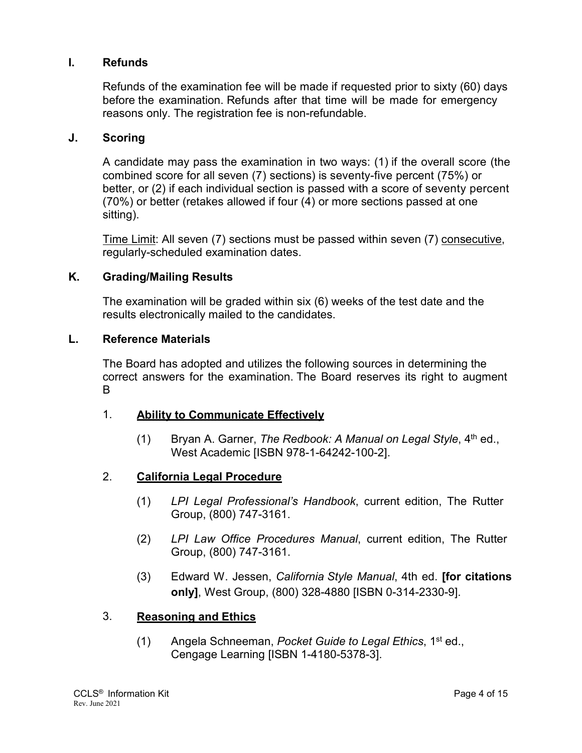### I. Refunds

Refunds of the examination fee will be made if requested prior to sixty (60) days before the examination. Refunds after that time will be made for emergency reasons only. The registration fee is non-refundable.

### J. Scoring

A candidate may pass the examination in two ways: (1) if the overall score (the combined score for all seven (7) sections) is seventy-five percent (75%) or better, or (2) if each individual section is passed with a score of seventy percent (70%) or better (retakes allowed if four (4) or more sections passed at one sitting).

Time Limit: All seven (7) sections must be passed within seven (7) consecutive, regularly-scheduled examination dates.

### K. Grading/Mailing Results

The examination will be graded within six (6) weeks of the test date and the results electronically mailed to the candidates.

### L. Reference Materials

The Board has adopted and utilizes the following sources in determining the correct answers for the examination. The Board reserves its right to augment B

1. **Ability to Communicate Effectively**

   (1) Bryan A. Garner, *The Redbook: A Manual on Legal Style*, 4th ed., West Academic [ISBN 978-1-64242-100-2].

2. **California Legal Procedure**

   (1) *LPI Legal Professional's Handbook*, current edition, The Rutter Group, (800) 747-3161.

   (2) *LPI Law Office Procedures Manual*, current edition, The Rutter Group, (800) 747-3161.

   (3) Edward W. Jessen, *California Style Manual*, 4th ed. **[for citations only]**, West Group, (800) 328-4880 [ISBN 0-314-2330-9].

3. **Reasoning and Ethics**

   (1) Angela Schneeman, *Pocket Guide to Legal Ethics*, 1st ed., Cengage Learning [ISBN 1-4180-5378-3].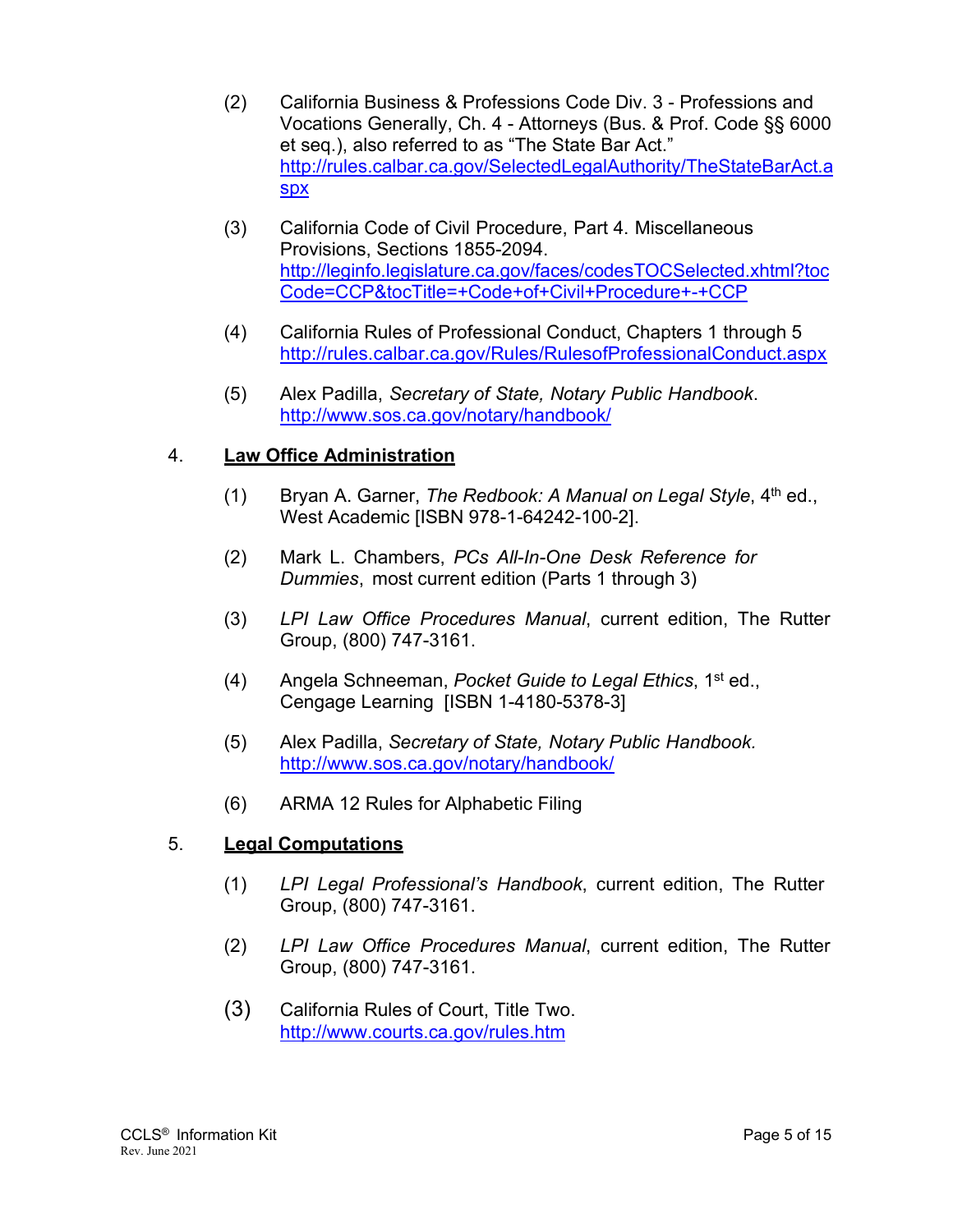(2) California Business & Professions Code Div. 3 - Professions and Vocations Generally, Ch. 4 - Attorneys (Bus. & Prof. Code §§ 6000 et seq.), also referred to as "The State Bar Act." http://rules.calbar.ca.gov/SelectedLegalAuthority/TheStateBarAct.aspx

(3) California Code of Civil Procedure, Part 4. Miscellaneous Provisions, Sections 1855-2094. http://leginfo.legislature.ca.gov/faces/codesTOCSelected.xhtml?tocCode=CCP&tocTitle=+Code+of+Civil+Procedure+-+CCP

(4) California Rules of Professional Conduct, Chapters 1 through 5 http://rules.calbar.ca.gov/Rules/RulesofProfessionalConduct.aspx

(5) Alex Padilla, *Secretary of State, Notary Public Handbook*. http://www.sos.ca.gov/notary/handbook/

4. **Law Office Administration**

(1) Bryan A. Garner, *The Redbook: A Manual on Legal Style*, 4th ed., West Academic [ISBN 978-1-64242-100-2].

(2) Mark L. Chambers, *PCs All-In-One Desk Reference for Dummies*, most current edition (Parts 1 through 3)

(3) *LPI Law Office Procedures Manual*, current edition, The Rutter Group, (800) 747-3161.

(4) Angela Schneeman, *Pocket Guide to Legal Ethics*, 1st ed., Cengage Learning [ISBN 1-4180-5378-3]

(5) Alex Padilla, *Secretary of State, Notary Public Handbook.* http://www.sos.ca.gov/notary/handbook/

(6) ARMA 12 Rules for Alphabetic Filing

5. **Legal Computations**

(1) *LPI Legal Professional's Handbook*, current edition, The Rutter Group, (800) 747-3161.

(2) *LPI Law Office Procedures Manual*, current edition, The Rutter Group, (800) 747-3161.

(3) California Rules of Court, Title Two. http://www.courts.ca.gov/rules.htm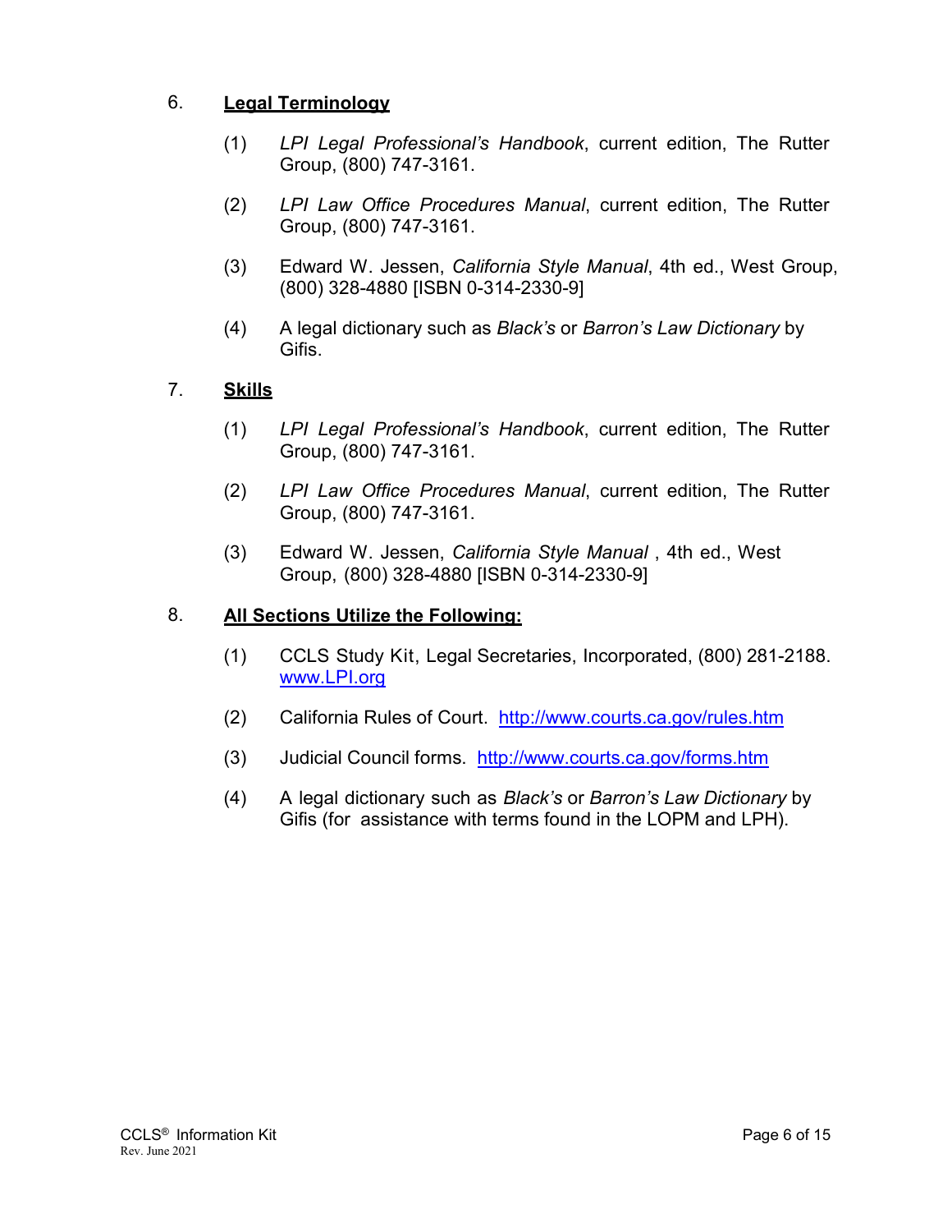6. **Legal Terminology**

   (1) *LPI Legal Professional's Handbook*, current edition, The Rutter Group, (800) 747-3161.

   (2) *LPI Law Office Procedures Manual*, current edition, The Rutter Group, (800) 747-3161.

   (3) Edward W. Jessen, *California Style Manual*, 4th ed., West Group, (800) 328-4880 [ISBN 0-314-2330-9]

   (4) A legal dictionary such as *Black's* or *Barron's Law Dictionary* by Gifis.

7. **Skills**

   (1) *LPI Legal Professional's Handbook*, current edition, The Rutter Group, (800) 747-3161.

   (2) *LPI Law Office Procedures Manual*, current edition, The Rutter Group, (800) 747-3161.

   (3) Edward W. Jessen, *California Style Manual* , 4th ed., West Group, (800) 328-4880 [ISBN 0-314-2330-9]

8. **All Sections Utilize the Following:**

   (1) CCLS Study Kit, Legal Secretaries, Incorporated, (800) 281-2188. [www.LPI.org](www.LPI.org)

   (2) California Rules of Court. [http://www.courts.ca.gov/rules.htm](http://www.courts.ca.gov/rules.htm)

   (3) Judicial Council forms. [http://www.courts.ca.gov/forms.htm](http://www.courts.ca.gov/forms.htm)

   (4) A legal dictionary such as *Black's* or *Barron's Law Dictionary* by Gifis (for assistance with terms found in the LOPM and LPH).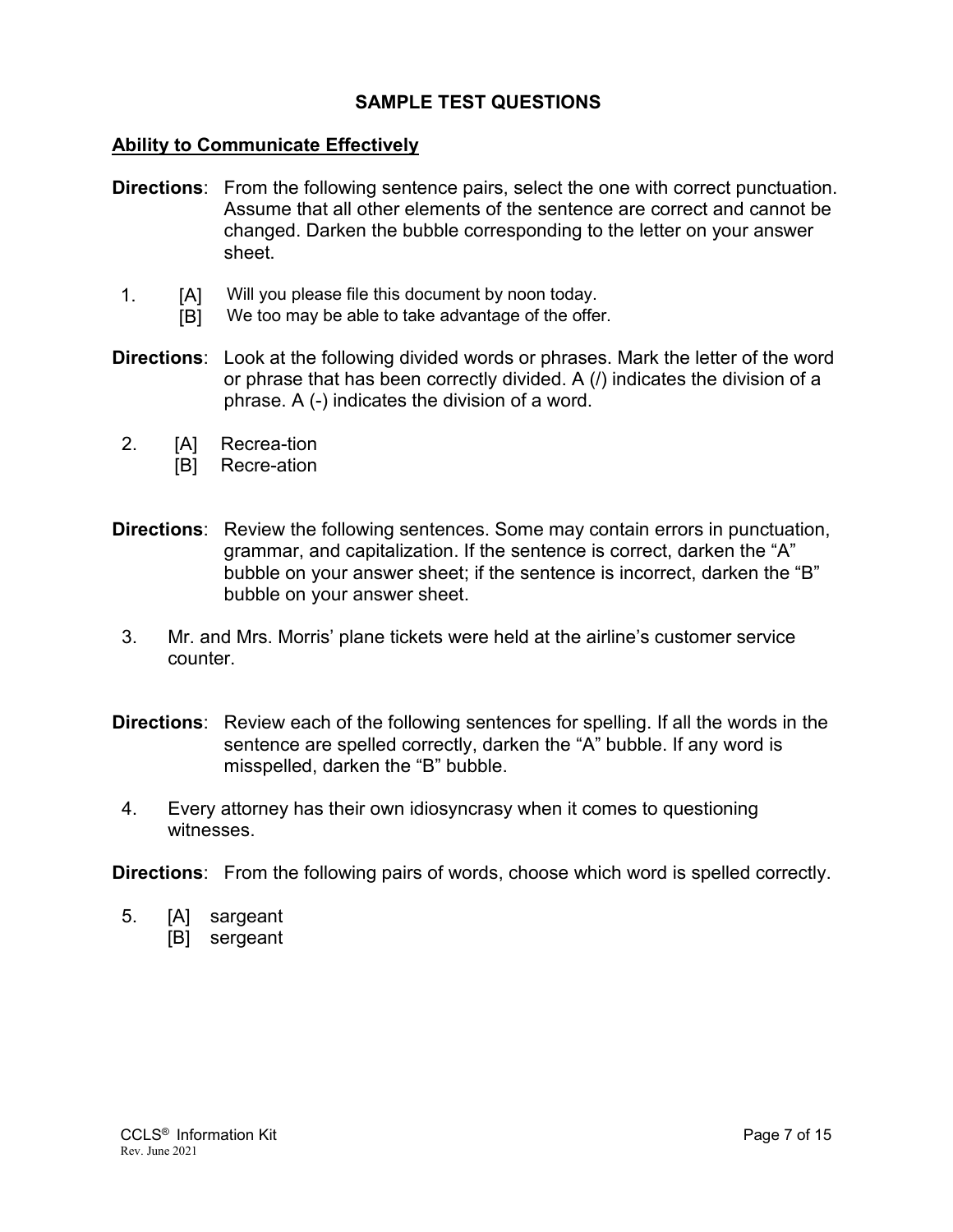### SAMPLE TEST QUESTIONS

**Ability to Communicate Effectively**

**Directions**: From the following sentence pairs, select the one with correct punctuation. Assume that all other elements of the sentence are correct and cannot be changed. Darken the bubble corresponding to the letter on your answer sheet.

1. [A] Will you please file this document by noon today.
   [B] We too may be able to take advantage of the offer.

**Directions**: Look at the following divided words or phrases. Mark the letter of the word or phrase that has been correctly divided. A (/) indicates the division of a phrase. A (-) indicates the division of a word.

2. [A] Recrea-tion
   [B] Recre-ation

**Directions**: Review the following sentences. Some may contain errors in punctuation, grammar, and capitalization. If the sentence is correct, darken the "A" bubble on your answer sheet; if the sentence is incorrect, darken the "B" bubble on your answer sheet.

3. Mr. and Mrs. Morris' plane tickets were held at the airline's customer service counter.

**Directions**: Review each of the following sentences for spelling. If all the words in the sentence are spelled correctly, darken the "A" bubble. If any word is misspelled, darken the "B" bubble.

4. Every attorney has their own idiosyncrasy when it comes to questioning witnesses.

**Directions**: From the following pairs of words, choose which word is spelled correctly.

5. [A] sargeant
   [B] sergeant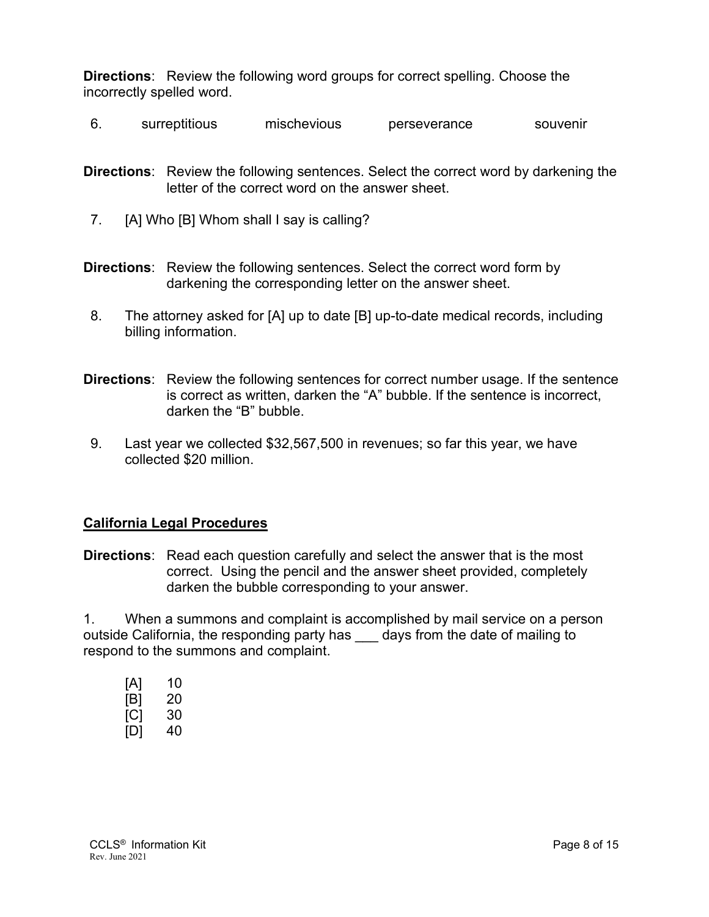**Directions**: Review the following word groups for correct spelling. Choose the incorrectly spelled word.

6. surreptitious    mischevious    perseverance    souvenir

**Directions**: Review the following sentences. Select the correct word by darkening the letter of the correct word on the answer sheet.

7. [A] Who [B] Whom shall I say is calling?

**Directions**: Review the following sentences. Select the correct word form by darkening the corresponding letter on the answer sheet.

8. The attorney asked for [A] up to date [B] up-to-date medical records, including billing information.

**Directions**: Review the following sentences for correct number usage. If the sentence is correct as written, darken the "A" bubble. If the sentence is incorrect, darken the "B" bubble.

9. Last year we collected $32,567,500 in revenues; so far this year, we have collected $20 million.

## California Legal Procedures

**Directions**: Read each question carefully and select the answer that is the most correct. Using the pencil and the answer sheet provided, completely darken the bubble corresponding to your answer.

1. When a summons and complaint is accomplished by mail service on a person outside California, the responding party has ___ days from the date of mailing to respond to the summons and complaint.

   [A] 10
   [B] 20
   [C] 30
   [D] 40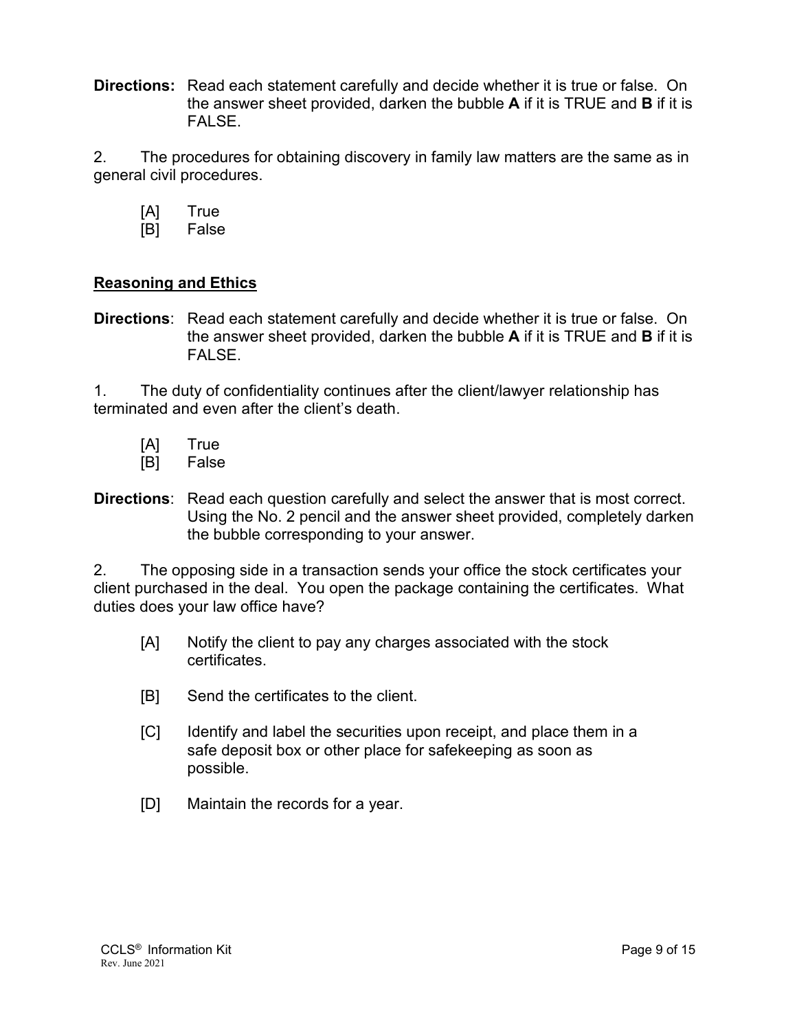**Directions:** Read each statement carefully and decide whether it is true or false. On the answer sheet provided, darken the bubble **A** if it is TRUE and **B** if it is FALSE.

2. The procedures for obtaining discovery in family law matters are the same as in general civil procedures.

[A] True
[B] False

## Reasoning and Ethics

**Directions**: Read each statement carefully and decide whether it is true or false. On the answer sheet provided, darken the bubble **A** if it is TRUE and **B** if it is FALSE.

1. The duty of confidentiality continues after the client/lawyer relationship has terminated and even after the client's death.

[A] True
[B] False

**Directions**: Read each question carefully and select the answer that is most correct. Using the No. 2 pencil and the answer sheet provided, completely darken the bubble corresponding to your answer.

2. The opposing side in a transaction sends your office the stock certificates your client purchased in the deal. You open the package containing the certificates. What duties does your law office have?

[A] Notify the client to pay any charges associated with the stock certificates.

[B] Send the certificates to the client.

[C] Identify and label the securities upon receipt, and place them in a safe deposit box or other place for safekeeping as soon as possible.

[D] Maintain the records for a year.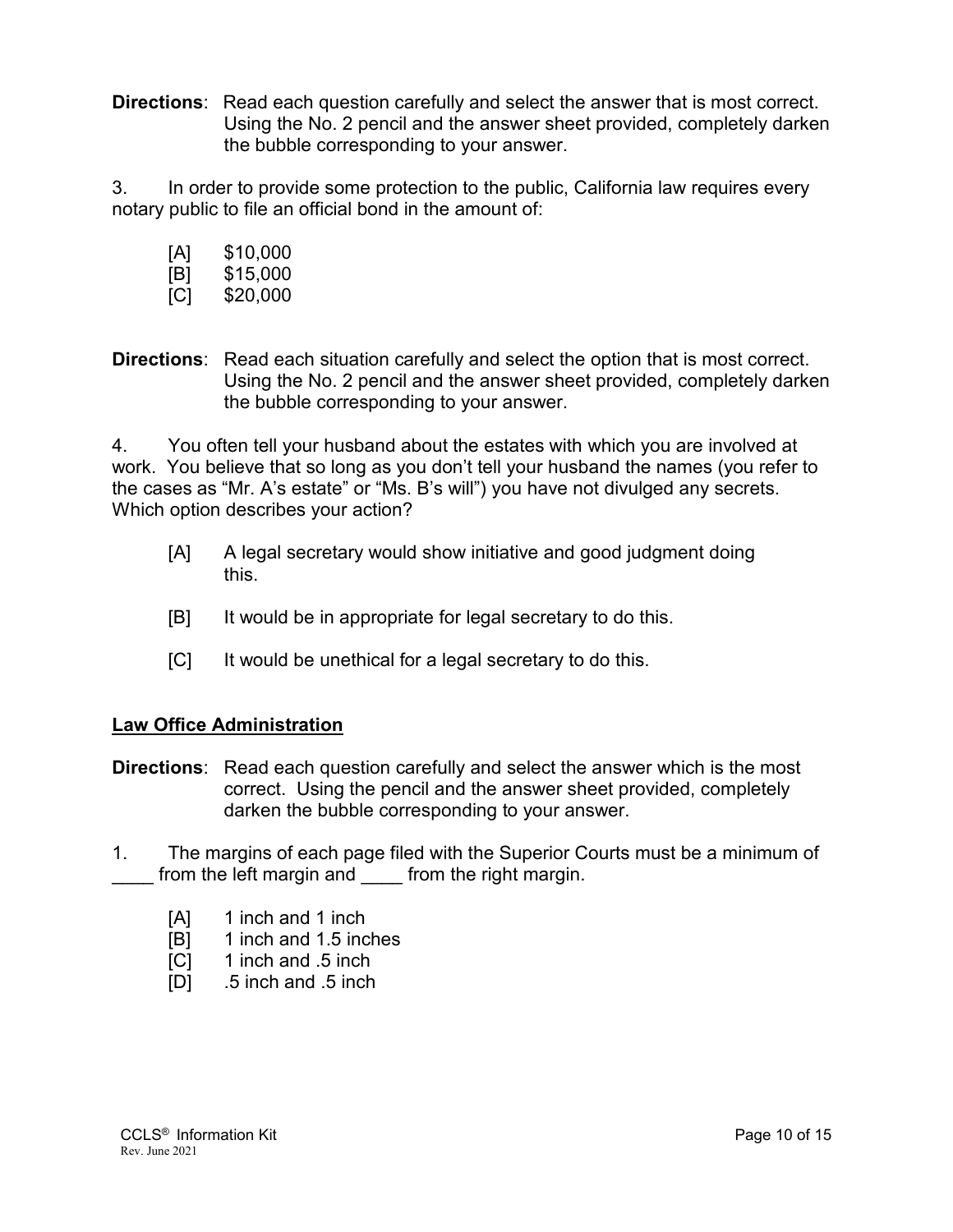**Directions**: Read each question carefully and select the answer that is most correct. Using the No. 2 pencil and the answer sheet provided, completely darken the bubble corresponding to your answer.

3. In order to provide some protection to the public, California law requires every notary public to file an official bond in the amount of:

[A] $10,000
[B] $15,000
[C] $20,000

**Directions**: Read each situation carefully and select the option that is most correct. Using the No. 2 pencil and the answer sheet provided, completely darken the bubble corresponding to your answer.

4. You often tell your husband about the estates with which you are involved at work. You believe that so long as you don't tell your husband the names (you refer to the cases as "Mr. A's estate" or "Ms. B's will") you have not divulged any secrets. Which option describes your action?

[A] A legal secretary would show initiative and good judgment doing this.

[B] It would be in appropriate for legal secretary to do this.

[C] It would be unethical for a legal secretary to do this.

## Law Office Administration

**Directions**: Read each question carefully and select the answer which is the most correct. Using the pencil and the answer sheet provided, completely darken the bubble corresponding to your answer.

1. The margins of each page filed with the Superior Courts must be a minimum of ____ from the left margin and ____ from the right margin.

[A] 1 inch and 1 inch
[B] 1 inch and 1.5 inches
[C] 1 inch and .5 inch
[D] .5 inch and .5 inch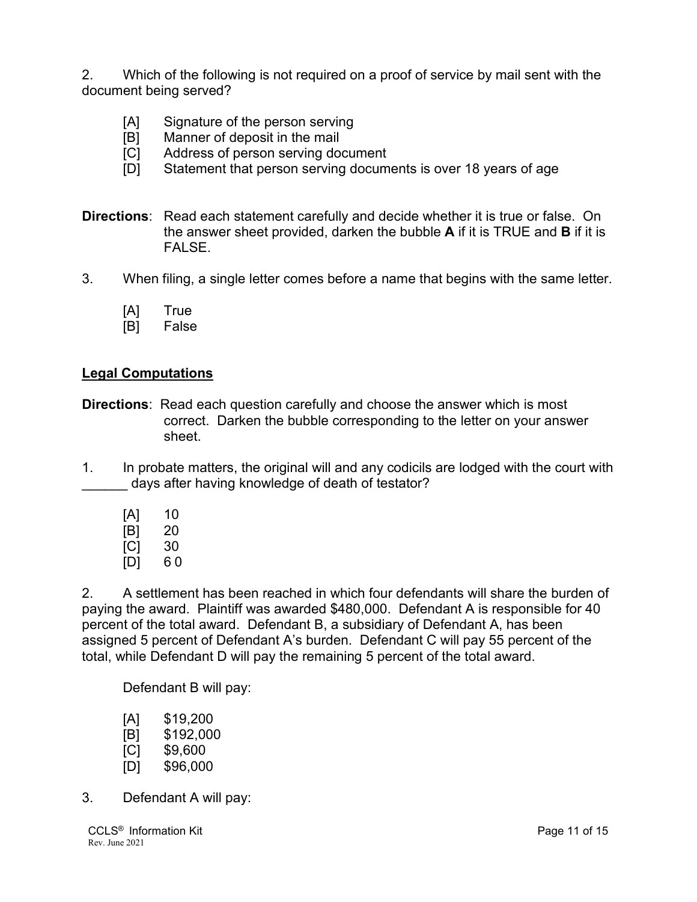2. Which of the following is not required on a proof of service by mail sent with the document being served?

[A] Signature of the person serving
[B] Manner of deposit in the mail
[C] Address of person serving document
[D] Statement that person serving documents is over 18 years of age

**Directions**: Read each statement carefully and decide whether it is true or false. On the answer sheet provided, darken the bubble **A** if it is TRUE and **B** if it is FALSE.

3. When filing, a single letter comes before a name that begins with the same letter.

[A] True
[B] False

## Legal Computations

**Directions**: Read each question carefully and choose the answer which is most correct. Darken the bubble corresponding to the letter on your answer sheet.

1. In probate matters, the original will and any codicils are lodged with the court with ______ days after having knowledge of death of testator?

[A] 10
[B] 20
[C] 30
[D] 6 0

2. A settlement has been reached in which four defendants will share the burden of paying the award. Plaintiff was awarded $480,000. Defendant A is responsible for 40 percent of the total award. Defendant B, a subsidiary of Defendant A, has been assigned 5 percent of Defendant A's burden. Defendant C will pay 55 percent of the total, while Defendant D will pay the remaining 5 percent of the total award.

Defendant B will pay:

[A] $19,200
[B] $192,000
[C] $9,600
[D] $96,000

3. Defendant A will pay: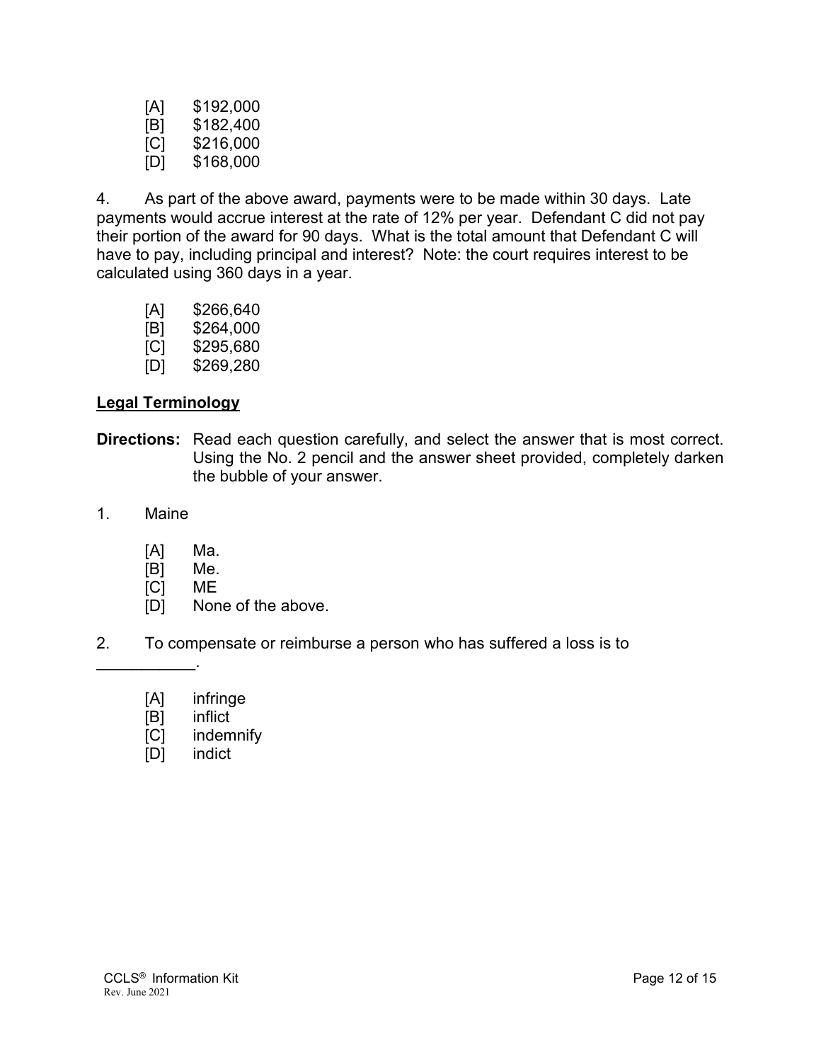[A] $192,000
[B] $182,400
[C] $216,000
[D] $168,000

4. As part of the above award, payments were to be made within 30 days. Late payments would accrue interest at the rate of 12% per year. Defendant C did not pay their portion of the award for 90 days. What is the total amount that Defendant C will have to pay, including principal and interest? Note: the court requires interest to be calculated using 360 days in a year.

[A] $266,640
[B] $264,000
[C] $295,680
[D] $269,280

## **Legal Terminology**

**Directions:** Read each question carefully, and select the answer that is most correct. Using the No. 2 pencil and the answer sheet provided, completely darken the bubble of your answer.

1. Maine

   [A] Ma.
   [B] Me.
   [C] ME
   [D] None of the above.

2. To compensate or reimburse a person who has suffered a loss is to ___________.

   [A] infringe
   [B] inflict
   [C] indemnify
   [D] indict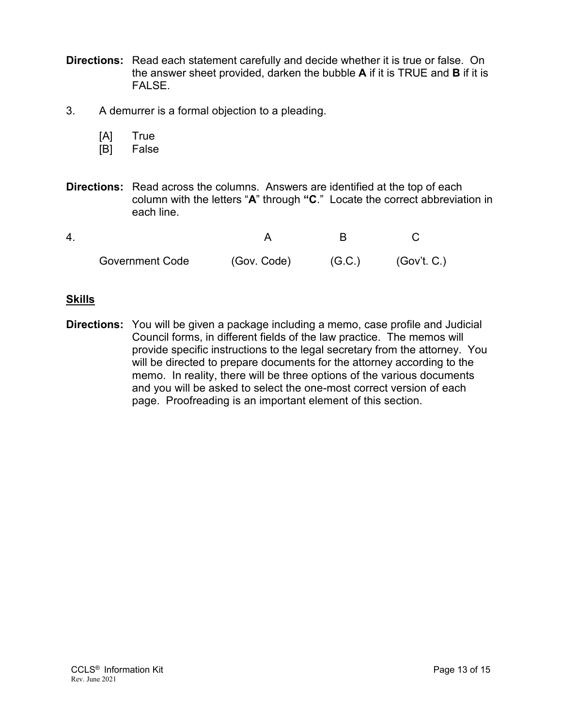**Directions:** Read each statement carefully and decide whether it is true or false. On the answer sheet provided, darken the bubble **A** if it is TRUE and **B** if it is FALSE.

3. A demurrer is a formal objection to a pleading.

   [A] True
   [B] False

**Directions:** Read across the columns. Answers are identified at the top of each column with the letters "**A**" through **"C**." Locate the correct abbreviation in each line.

| 4. | A | B | C |
|---|---|---|---|
| Government Code | (Gov. Code) | (G.C.) | (Gov't. C.) |

**Skills**

**Directions:** You will be given a package including a memo, case profile and Judicial Council forms, in different fields of the law practice. The memos will provide specific instructions to the legal secretary from the attorney. You will be directed to prepare documents for the attorney according to the memo. In reality, there will be three options of the various documents and you will be asked to select the one-most correct version of each page. Proofreading is an important element of this section.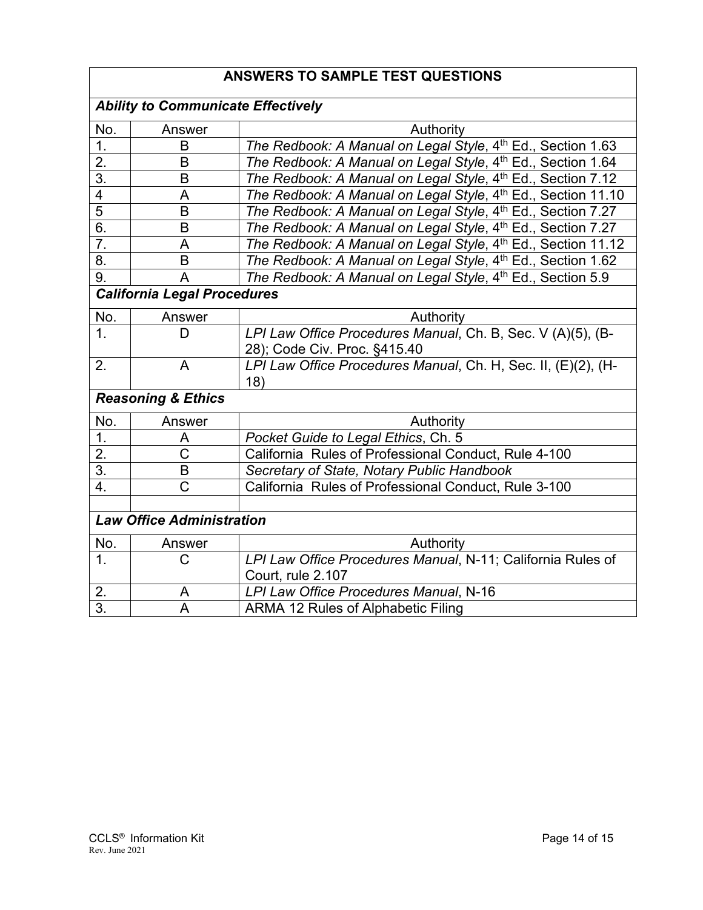## ANSWERS TO SAMPLE TEST QUESTIONS

### *Ability to Communicate Effectively*

| No. | Answer | Authority |
|---|---|---|
| 1. | B | *The Redbook: A Manual on Legal Style*, 4th Ed., Section 1.63 |
| 2. | B | *The Redbook: A Manual on Legal Style*, 4th Ed., Section 1.64 |
| 3. | B | *The Redbook: A Manual on Legal Style*, 4th Ed., Section 7.12 |
| 4 | A | *The Redbook: A Manual on Legal Style*, 4th Ed., Section 11.10 |
| 5 | B | *The Redbook: A Manual on Legal Style*, 4th Ed., Section 7.27 |
| 6. | B | *The Redbook: A Manual on Legal Style*, 4th Ed., Section 7.27 |
| 7. | A | *The Redbook: A Manual on Legal Style*, 4th Ed., Section 11.12 |
| 8. | B | *The Redbook: A Manual on Legal Style*, 4th Ed., Section 1.62 |
| 9. | A | *The Redbook: A Manual on Legal Style*, 4th Ed., Section 5.9 |

### *California Legal Procedures*

| No. | Answer | Authority |
|---|---|---|
| 1. | D | *LPI Law Office Procedures Manual*, Ch. B, Sec. V (A)(5), (B-28); Code Civ. Proc. §415.40 |
| 2. | A | *LPI Law Office Procedures Manual*, Ch. H, Sec. II, (E)(2), (H-18) |

### *Reasoning & Ethics*

| No. | Answer | Authority |
|---|---|---|
| 1. | A | *Pocket Guide to Legal Ethics*, Ch. 5 |
| 2. | C | California Rules of Professional Conduct, Rule 4-100 |
| 3. | B | *Secretary of State, Notary Public Handbook* |
| 4. | C | California Rules of Professional Conduct, Rule 3-100 |
| | | |

### *Law Office Administration*

| No. | Answer | Authority |
|---|---|---|
| 1. | C | *LPI Law Office Procedures Manual*, N-11; California Rules of Court, rule 2.107 |
| 2. | A | *LPI Law Office Procedures Manual*, N-16 |
| 3. | A | ARMA 12 Rules of Alphabetic Filing |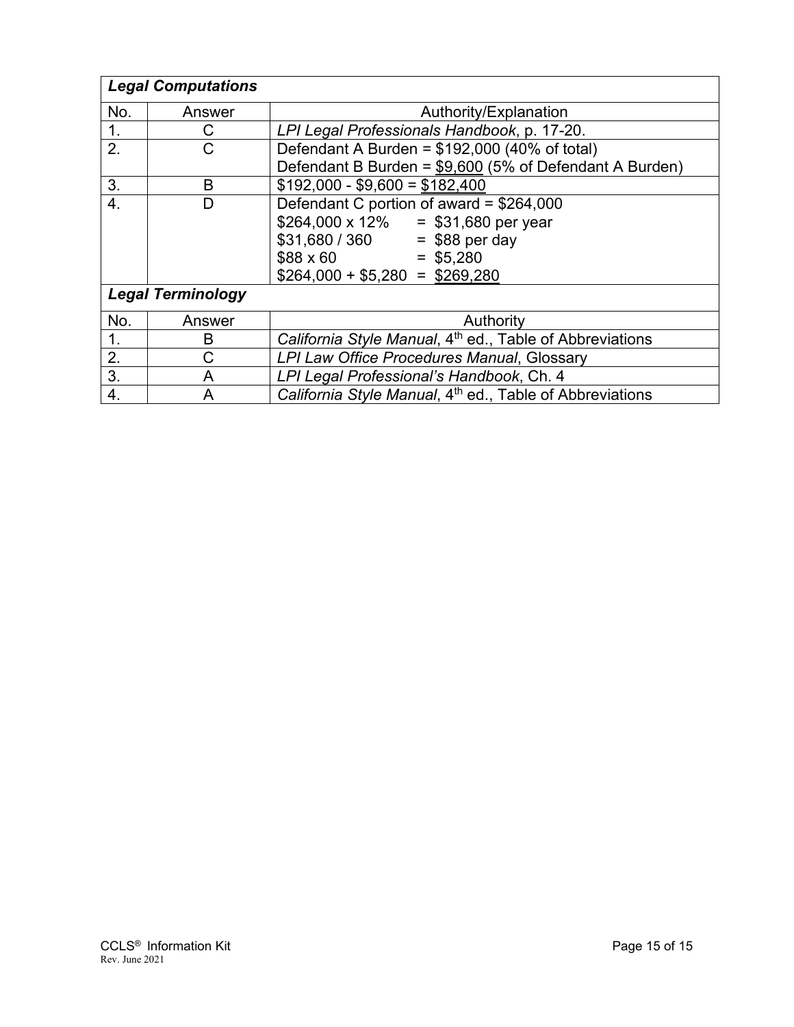| ***Legal Computations*** | | |
|---|---|---|
| No. | Answer | Authority/Explanation |
| 1. | C | *LPI Legal Professionals Handbook*, p. 17-20. |
| 2. | C | Defendant A Burden = $192,000 (40% of total)<br>Defendant B Burden = $9,600 (5% of Defendant A Burden) |
| 3. | B | $192,000 - $9,600 = $182,400 |
| 4. | D | Defendant C portion of award = $264,000<br>$264,000 x 12% = $31,680 per year<br>$31,680 / 360 = $88 per day<br>$88 x 60 = $5,280<br>$264,000 + $5,280 = $269,280 |
| ***Legal Terminology*** | | |
| No. | Answer | Authority |
| 1. | B | *California Style Manual*, 4th ed., Table of Abbreviations |
| 2. | C | *LPI Law Office Procedures Manual*, Glossary |
| 3. | A | *LPI Legal Professional's Handbook*, Ch. 4 |
| 4. | A | *California Style Manual*, 4th ed., Table of Abbreviations |

CCLS® Information Kit
Rev. June 2021